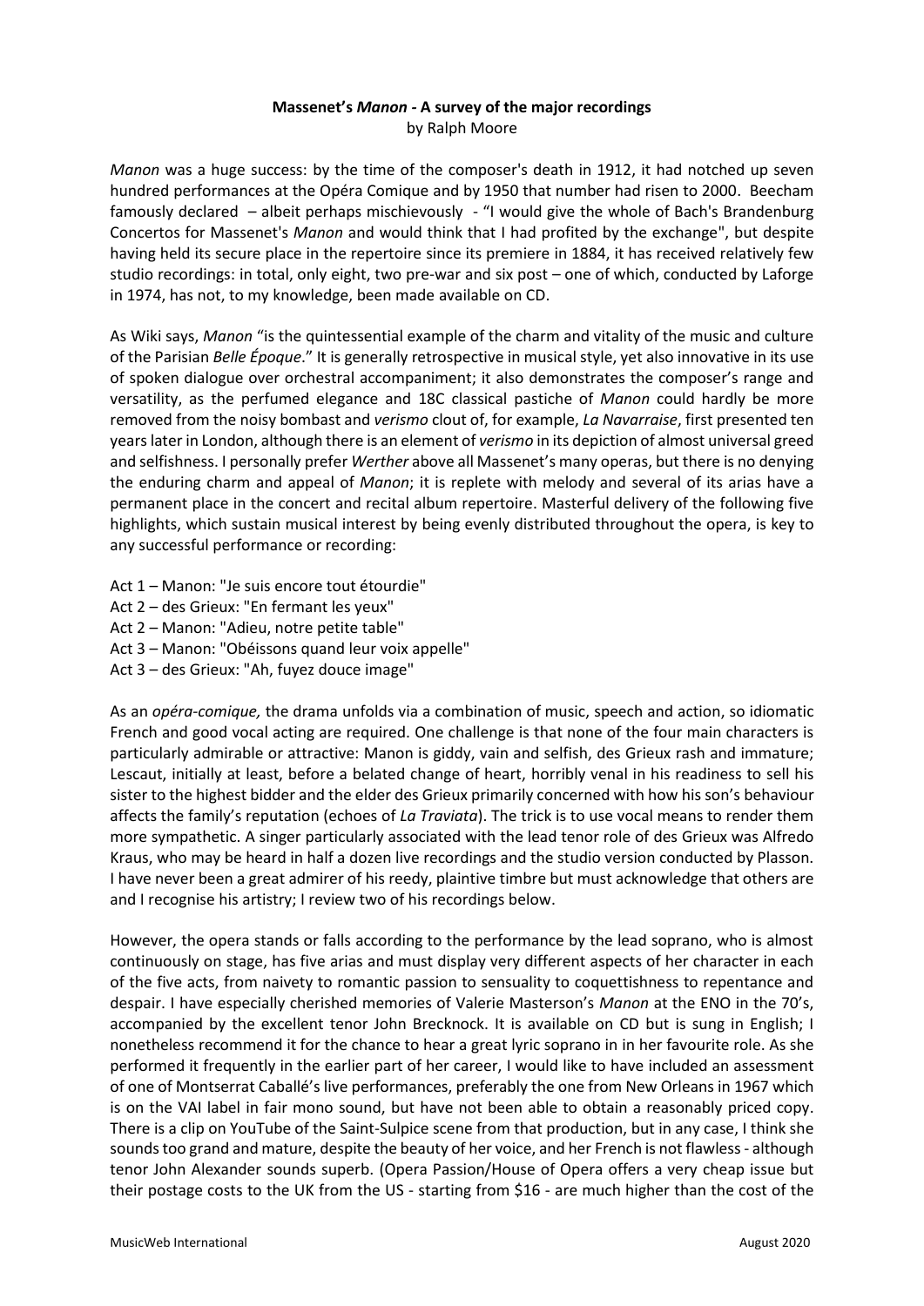**Massenet's *Manon* - A survey of the major recordings**
by Ralph Moore

*Manon* was a huge success: by the time of the composer's death in 1912, it had notched up seven hundred performances at the Opéra Comique and by 1950 that number had risen to 2000. Beecham famously declared – albeit perhaps mischievously - "I would give the whole of Bach's Brandenburg Concertos for Massenet's *Manon* and would think that I had profited by the exchange", but despite having held its secure place in the repertoire since its premiere in 1884, it has received relatively few studio recordings: in total, only eight, two pre-war and six post – one of which, conducted by Laforge in 1974, has not, to my knowledge, been made available on CD.

As Wiki says, *Manon* "is the quintessential example of the charm and vitality of the music and culture of the Parisian *Belle Époque*." It is generally retrospective in musical style, yet also innovative in its use of spoken dialogue over orchestral accompaniment; it also demonstrates the composer's range and versatility, as the perfumed elegance and 18C classical pastiche of *Manon* could hardly be more removed from the noisy bombast and *verismo* clout of, for example, *La Navarraise*, first presented ten years later in London, although there is an element of *verismo* in its depiction of almost universal greed and selfishness. I personally prefer *Werther* above all Massenet's many operas, but there is no denying the enduring charm and appeal of *Manon*; it is replete with melody and several of its arias have a permanent place in the concert and recital album repertoire. Masterful delivery of the following five highlights, which sustain musical interest by being evenly distributed throughout the opera, is key to any successful performance or recording:

- Act 1 – Manon: "Je suis encore tout étourdie"
- Act 2 – des Grieux: "En fermant les yeux"
- Act 2 – Manon: "Adieu, notre petite table"
- Act 3 – Manon: "Obéissons quand leur voix appelle"
- Act 3 – des Grieux: "Ah, fuyez douce image"

As an *opéra-comique,* the drama unfolds via a combination of music, speech and action, so idiomatic French and good vocal acting are required. One challenge is that none of the four main characters is particularly admirable or attractive: Manon is giddy, vain and selfish, des Grieux rash and immature; Lescaut, initially at least, before a belated change of heart, horribly venal in his readiness to sell his sister to the highest bidder and the elder des Grieux primarily concerned with how his son's behaviour affects the family's reputation (echoes of *La Traviata*). The trick is to use vocal means to render them more sympathetic. A singer particularly associated with the lead tenor role of des Grieux was Alfredo Kraus, who may be heard in half a dozen live recordings and the studio version conducted by Plasson. I have never been a great admirer of his reedy, plaintive timbre but must acknowledge that others are and I recognise his artistry; I review two of his recordings below.

However, the opera stands or falls according to the performance by the lead soprano, who is almost continuously on stage, has five arias and must display very different aspects of her character in each of the five acts, from naivety to romantic passion to sensuality to coquettishness to repentance and despair. I have especially cherished memories of Valerie Masterson's *Manon* at the ENO in the 70's, accompanied by the excellent tenor John Brecknock. It is available on CD but is sung in English; I nonetheless recommend it for the chance to hear a great lyric soprano in in her favourite role. As she performed it frequently in the earlier part of her career, I would like to have included an assessment of one of Montserrat Caballé's live performances, preferably the one from New Orleans in 1967 which is on the VAI label in fair mono sound, but have not been able to obtain a reasonably priced copy. There is a clip on YouTube of the Saint-Sulpice scene from that production, but in any case, I think she sounds too grand and mature, despite the beauty of her voice, and her French is not flawless - although tenor John Alexander sounds superb. (Opera Passion/House of Opera offers a very cheap issue but their postage costs to the UK from the US - starting from $16 - are much higher than the cost of the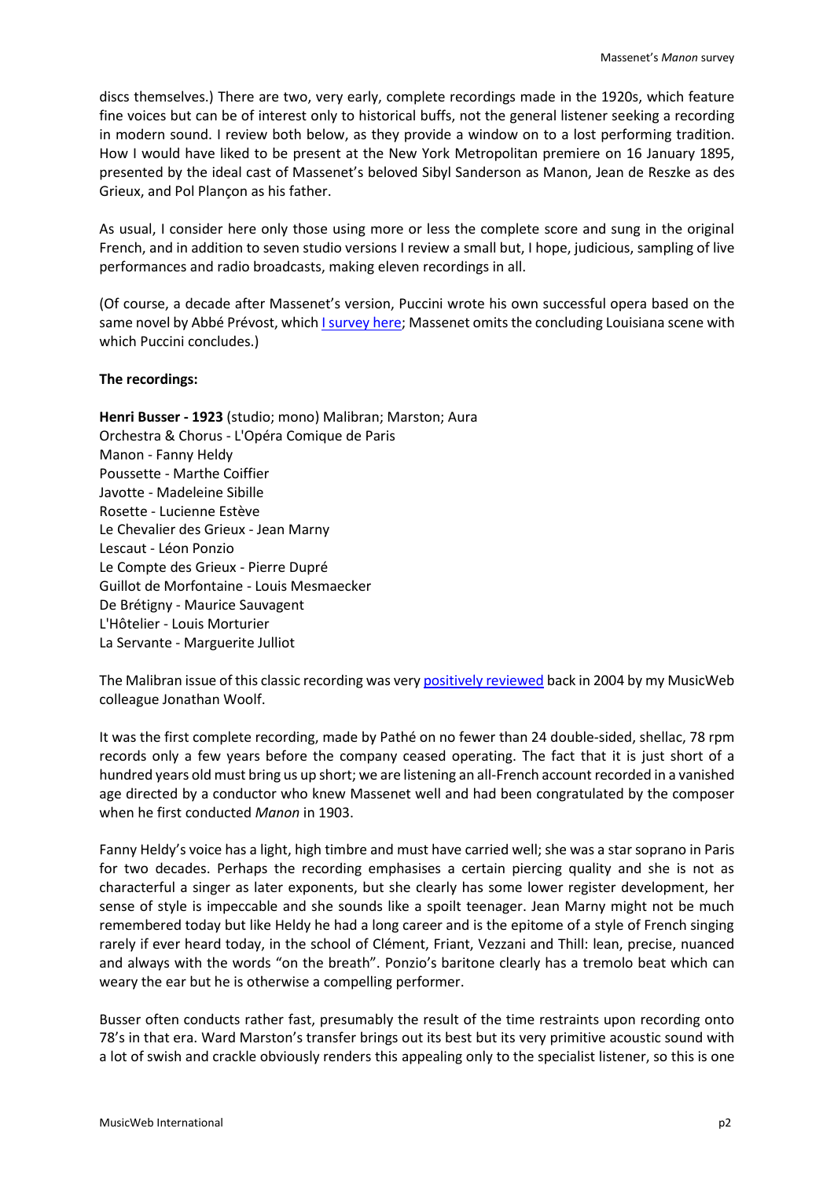discs themselves.) There are two, very early, complete recordings made in the 1920s, which feature fine voices but can be of interest only to historical buffs, not the general listener seeking a recording in modern sound. I review both below, as they provide a window on to a lost performing tradition. How I would have liked to be present at the New York Metropolitan premiere on 16 January 1895, presented by the ideal cast of Massenet's beloved Sibyl Sanderson as Manon, Jean de Reszke as des Grieux, and Pol Plançon as his father.

As usual, I consider here only those using more or less the complete score and sung in the original French, and in addition to seven studio versions I review a small but, I hope, judicious, sampling of live performances and radio broadcasts, making eleven recordings in all.

(Of course, a decade after Massenet's version, Puccini wrote his own successful opera based on the same novel by Abbé Prévost, which I survey here; Massenet omits the concluding Louisiana scene with which Puccini concludes.)

**The recordings:**

**Henri Busser - 1923** (studio; mono) Malibran; Marston; Aura
Orchestra & Chorus - L'Opéra Comique de Paris
Manon - Fanny Heldy
Poussette - Marthe Coiffier
Javotte - Madeleine Sibille
Rosette - Lucienne Estève
Le Chevalier des Grieux - Jean Marny
Lescaut - Léon Ponzio
Le Compte des Grieux - Pierre Dupré
Guillot de Morfontaine - Louis Mesmaecker
De Brétigny - Maurice Sauvagent
L'Hôtelier - Louis Morturier
La Servante - Marguerite Julliot

The Malibran issue of this classic recording was very positively reviewed back in 2004 by my MusicWeb colleague Jonathan Woolf.

It was the first complete recording, made by Pathé on no fewer than 24 double-sided, shellac, 78 rpm records only a few years before the company ceased operating. The fact that it is just short of a hundred years old must bring us up short; we are listening an all-French account recorded in a vanished age directed by a conductor who knew Massenet well and had been congratulated by the composer when he first conducted *Manon* in 1903.

Fanny Heldy's voice has a light, high timbre and must have carried well; she was a star soprano in Paris for two decades. Perhaps the recording emphasises a certain piercing quality and she is not as characterful a singer as later exponents, but she clearly has some lower register development, her sense of style is impeccable and she sounds like a spoilt teenager. Jean Marny might not be much remembered today but like Heldy he had a long career and is the epitome of a style of French singing rarely if ever heard today, in the school of Clément, Friant, Vezzani and Thill: lean, precise, nuanced and always with the words "on the breath". Ponzio's baritone clearly has a tremolo beat which can weary the ear but he is otherwise a compelling performer.

Busser often conducts rather fast, presumably the result of the time restraints upon recording onto 78's in that era. Ward Marston's transfer brings out its best but its very primitive acoustic sound with a lot of swish and crackle obviously renders this appealing only to the specialist listener, so this is one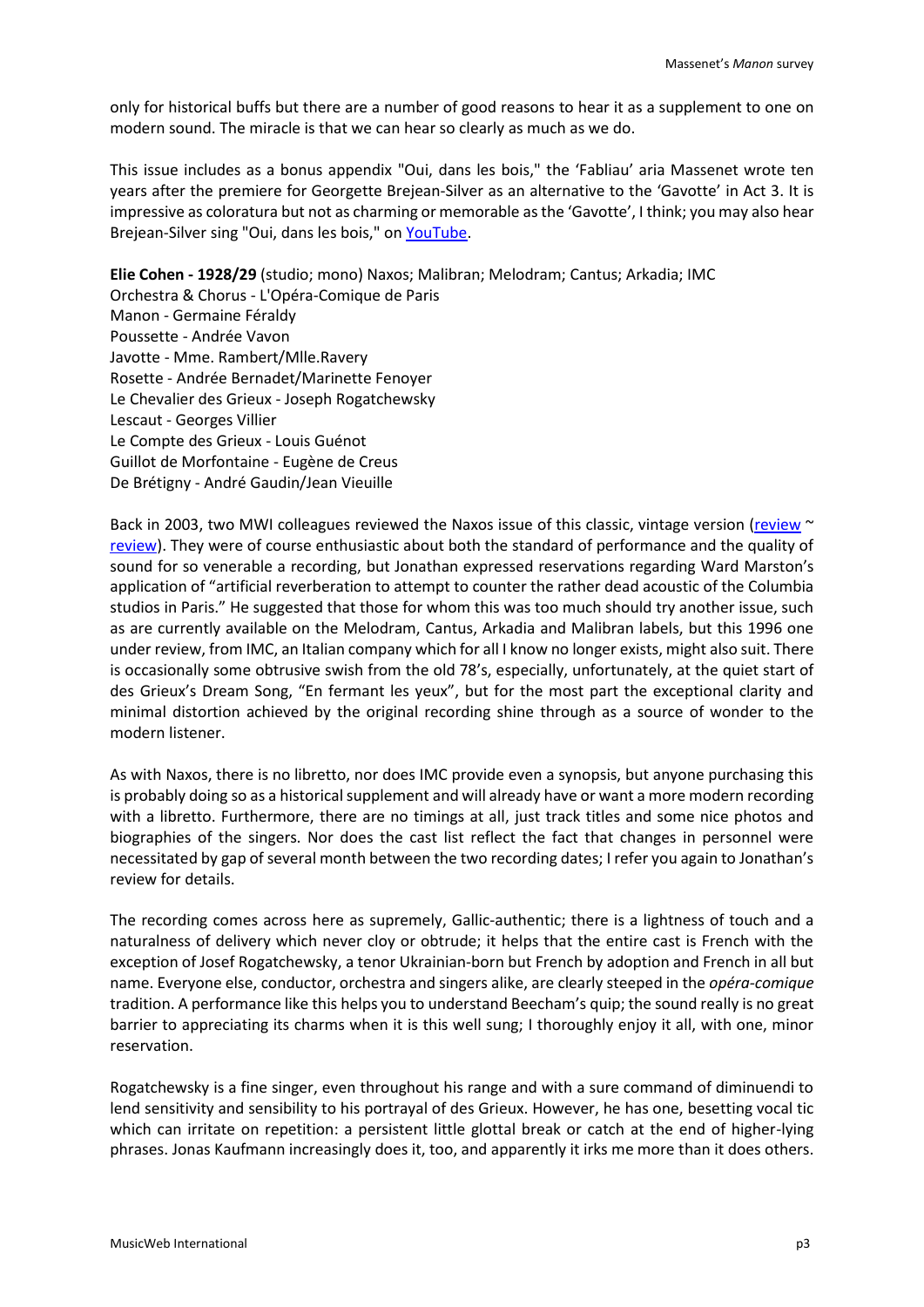only for historical buffs but there are a number of good reasons to hear it as a supplement to one on modern sound. The miracle is that we can hear so clearly as much as we do.

This issue includes as a bonus appendix "Oui, dans les bois," the 'Fabliau' aria Massenet wrote ten years after the premiere for Georgette Brejean-Silver as an alternative to the 'Gavotte' in Act 3. It is impressive as coloratura but not as charming or memorable as the 'Gavotte', I think; you may also hear Brejean-Silver sing "Oui, dans les bois," on YouTube.

**Elie Cohen - 1928/29** (studio; mono) Naxos; Malibran; Melodram; Cantus; Arkadia; IMC
Orchestra & Chorus - L'Opéra-Comique de Paris
Manon - Germaine Féraldy
Poussette - Andrée Vavon
Javotte - Mme. Rambert/Mlle.Ravery
Rosette - Andrée Bernadet/Marinette Fenoyer
Le Chevalier des Grieux - Joseph Rogatchewsky
Lescaut - Georges Villier
Le Compte des Grieux - Louis Guénot
Guillot de Morfontaine - Eugène de Creus
De Brétigny - André Gaudin/Jean Vieuille

Back in 2003, two MWI colleagues reviewed the Naxos issue of this classic, vintage version (review ~ review). They were of course enthusiastic about both the standard of performance and the quality of sound for so venerable a recording, but Jonathan expressed reservations regarding Ward Marston's application of "artificial reverberation to attempt to counter the rather dead acoustic of the Columbia studios in Paris." He suggested that those for whom this was too much should try another issue, such as are currently available on the Melodram, Cantus, Arkadia and Malibran labels, but this 1996 one under review, from IMC, an Italian company which for all I know no longer exists, might also suit. There is occasionally some obtrusive swish from the old 78's, especially, unfortunately, at the quiet start of des Grieux's Dream Song, "En fermant les yeux", but for the most part the exceptional clarity and minimal distortion achieved by the original recording shine through as a source of wonder to the modern listener.

As with Naxos, there is no libretto, nor does IMC provide even a synopsis, but anyone purchasing this is probably doing so as a historical supplement and will already have or want a more modern recording with a libretto. Furthermore, there are no timings at all, just track titles and some nice photos and biographies of the singers. Nor does the cast list reflect the fact that changes in personnel were necessitated by gap of several month between the two recording dates; I refer you again to Jonathan's review for details.

The recording comes across here as supremely, Gallic-authentic; there is a lightness of touch and a naturalness of delivery which never cloy or obtrude; it helps that the entire cast is French with the exception of Josef Rogatchewsky, a tenor Ukrainian-born but French by adoption and French in all but name. Everyone else, conductor, orchestra and singers alike, are clearly steeped in the *opéra-comique* tradition. A performance like this helps you to understand Beecham's quip; the sound really is no great barrier to appreciating its charms when it is this well sung; I thoroughly enjoy it all, with one, minor reservation.

Rogatchewsky is a fine singer, even throughout his range and with a sure command of diminuendi to lend sensitivity and sensibility to his portrayal of des Grieux. However, he has one, besetting vocal tic which can irritate on repetition: a persistent little glottal break or catch at the end of higher-lying phrases. Jonas Kaufmann increasingly does it, too, and apparently it irks me more than it does others.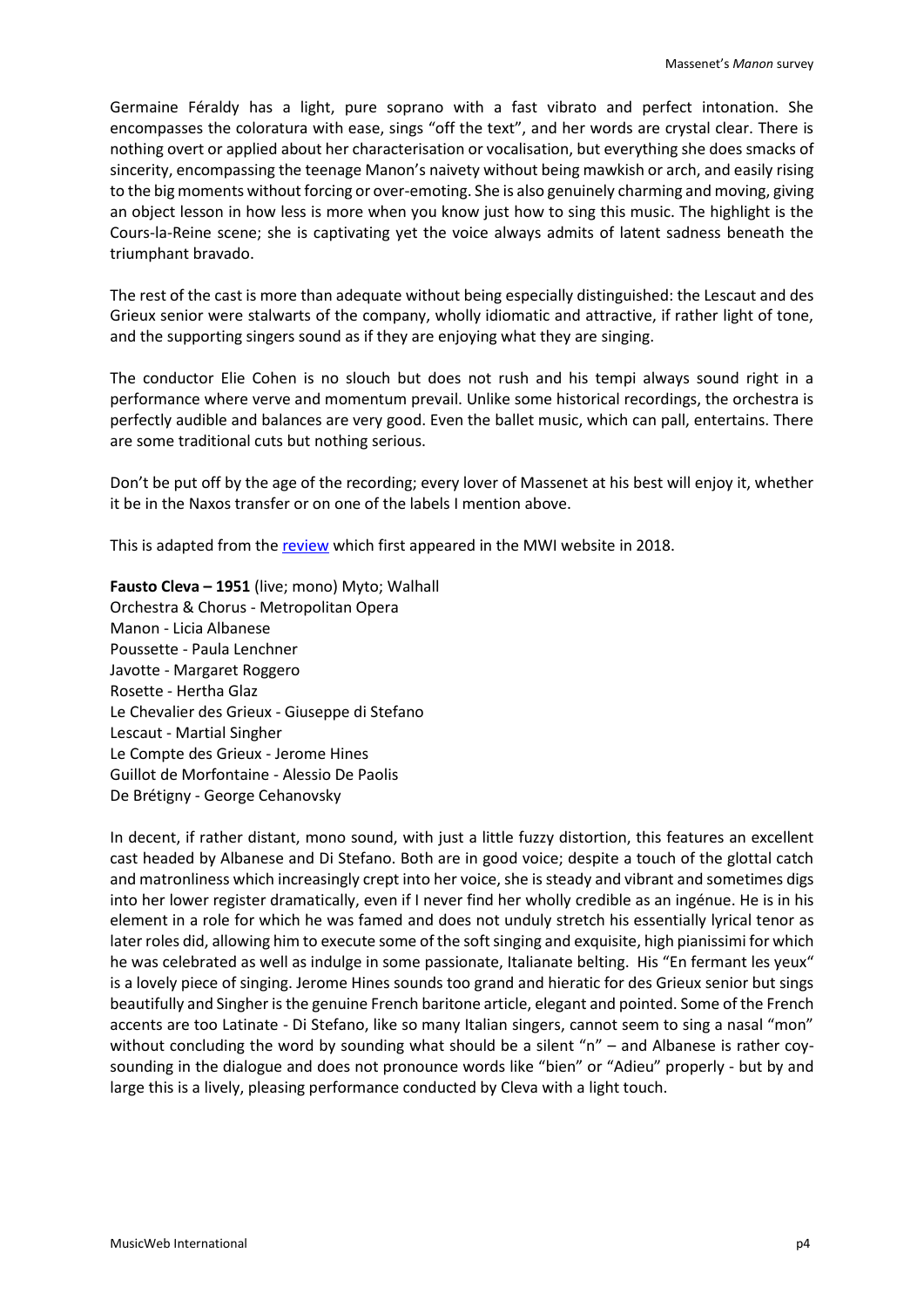Germaine Féraldy has a light, pure soprano with a fast vibrato and perfect intonation. She encompasses the coloratura with ease, sings "off the text", and her words are crystal clear. There is nothing overt or applied about her characterisation or vocalisation, but everything she does smacks of sincerity, encompassing the teenage Manon's naivety without being mawkish or arch, and easily rising to the big moments without forcing or over-emoting. She is also genuinely charming and moving, giving an object lesson in how less is more when you know just how to sing this music. The highlight is the Cours-la-Reine scene; she is captivating yet the voice always admits of latent sadness beneath the triumphant bravado.

The rest of the cast is more than adequate without being especially distinguished: the Lescaut and des Grieux senior were stalwarts of the company, wholly idiomatic and attractive, if rather light of tone, and the supporting singers sound as if they are enjoying what they are singing.

The conductor Elie Cohen is no slouch but does not rush and his tempi always sound right in a performance where verve and momentum prevail. Unlike some historical recordings, the orchestra is perfectly audible and balances are very good. Even the ballet music, which can pall, entertains. There are some traditional cuts but nothing serious.

Don't be put off by the age of the recording; every lover of Massenet at his best will enjoy it, whether it be in the Naxos transfer or on one of the labels I mention above.

This is adapted from the review which first appeared in the MWI website in 2018.

**Fausto Cleva – 1951** (live; mono) Myto; Walhall
Orchestra & Chorus - Metropolitan Opera
Manon - Licia Albanese
Poussette - Paula Lenchner
Javotte - Margaret Roggero
Rosette - Hertha Glaz
Le Chevalier des Grieux - Giuseppe di Stefano
Lescaut - Martial Singher
Le Compte des Grieux - Jerome Hines
Guillot de Morfontaine - Alessio De Paolis
De Brétigny - George Cehanovsky

In decent, if rather distant, mono sound, with just a little fuzzy distortion, this features an excellent cast headed by Albanese and Di Stefano. Both are in good voice; despite a touch of the glottal catch and matronliness which increasingly crept into her voice, she is steady and vibrant and sometimes digs into her lower register dramatically, even if I never find her wholly credible as an ingénue. He is in his element in a role for which he was famed and does not unduly stretch his essentially lyrical tenor as later roles did, allowing him to execute some of the soft singing and exquisite, high pianissimi for which he was celebrated as well as indulge in some passionate, Italianate belting. His "En fermant les yeux" is a lovely piece of singing. Jerome Hines sounds too grand and hieratic for des Grieux senior but sings beautifully and Singher is the genuine French baritone article, elegant and pointed. Some of the French accents are too Latinate - Di Stefano, like so many Italian singers, cannot seem to sing a nasal "mon" without concluding the word by sounding what should be a silent "n" – and Albanese is rather coy-sounding in the dialogue and does not pronounce words like "bien" or "Adieu" properly - but by and large this is a lively, pleasing performance conducted by Cleva with a light touch.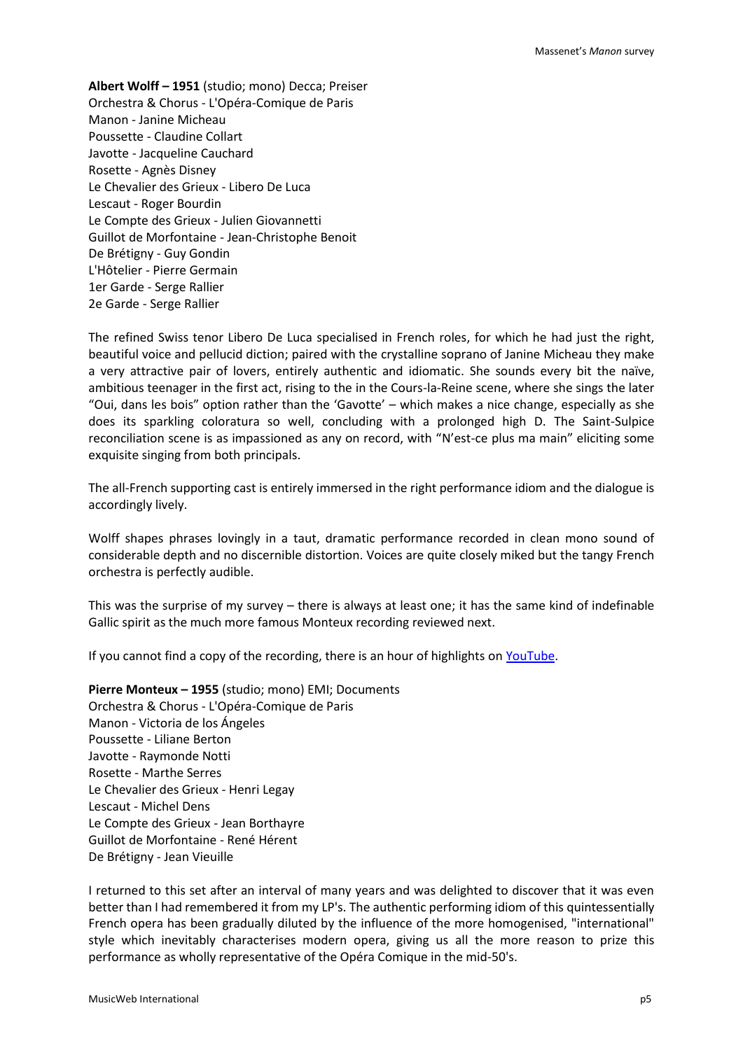**Albert Wolff – 1951** (studio; mono) Decca; Preiser
Orchestra & Chorus - L'Opéra-Comique de Paris
Manon - Janine Micheau
Poussette - Claudine Collart
Javotte - Jacqueline Cauchard
Rosette - Agnès Disney
Le Chevalier des Grieux - Libero De Luca
Lescaut - Roger Bourdin
Le Compte des Grieux - Julien Giovannetti
Guillot de Morfontaine - Jean-Christophe Benoit
De Brétigny - Guy Gondin
L'Hôtelier - Pierre Germain
1er Garde - Serge Rallier
2e Garde - Serge Rallier

The refined Swiss tenor Libero De Luca specialised in French roles, for which he had just the right, beautiful voice and pellucid diction; paired with the crystalline soprano of Janine Micheau they make a very attractive pair of lovers, entirely authentic and idiomatic. She sounds every bit the naïve, ambitious teenager in the first act, rising to the in the Cours-la-Reine scene, where she sings the later "Oui, dans les bois" option rather than the 'Gavotte' – which makes a nice change, especially as she does its sparkling coloratura so well, concluding with a prolonged high D. The Saint-Sulpice reconciliation scene is as impassioned as any on record, with "N'est-ce plus ma main" eliciting some exquisite singing from both principals.

The all-French supporting cast is entirely immersed in the right performance idiom and the dialogue is accordingly lively.

Wolff shapes phrases lovingly in a taut, dramatic performance recorded in clean mono sound of considerable depth and no discernible distortion. Voices are quite closely miked but the tangy French orchestra is perfectly audible.

This was the surprise of my survey – there is always at least one; it has the same kind of indefinable Gallic spirit as the much more famous Monteux recording reviewed next.

If you cannot find a copy of the recording, there is an hour of highlights on YouTube.

**Pierre Monteux – 1955** (studio; mono) EMI; Documents
Orchestra & Chorus - L'Opéra-Comique de Paris
Manon - Victoria de los Ángeles
Poussette - Liliane Berton
Javotte - Raymonde Notti
Rosette - Marthe Serres
Le Chevalier des Grieux - Henri Legay
Lescaut - Michel Dens
Le Compte des Grieux - Jean Borthayre
Guillot de Morfontaine - René Hérent
De Brétigny - Jean Vieuille

I returned to this set after an interval of many years and was delighted to discover that it was even better than I had remembered it from my LP's. The authentic performing idiom of this quintessentially French opera has been gradually diluted by the influence of the more homogenised, "international" style which inevitably characterises modern opera, giving us all the more reason to prize this performance as wholly representative of the Opéra Comique in the mid-50's.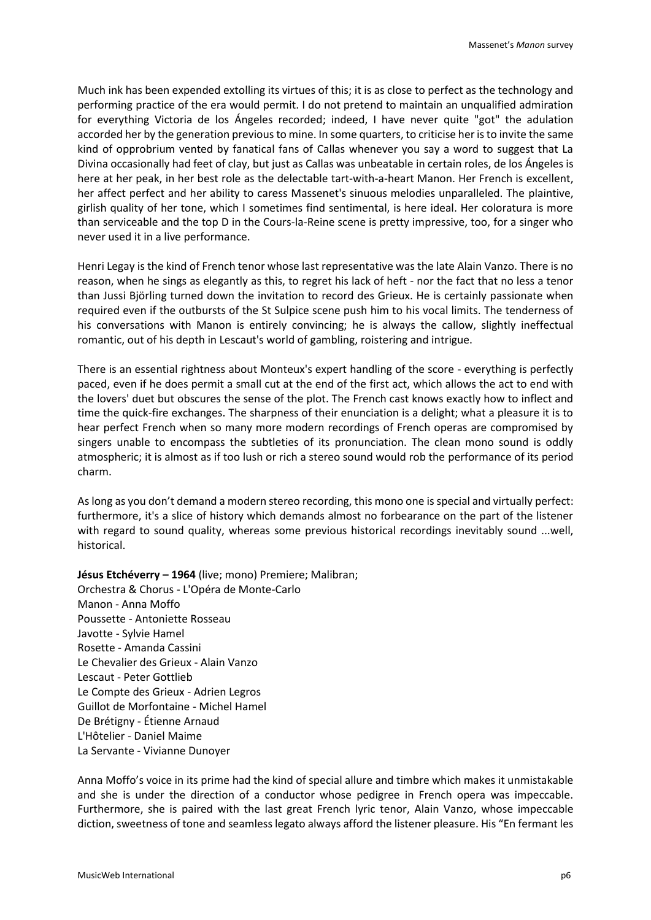Much ink has been expended extolling its virtues of this; it is as close to perfect as the technology and performing practice of the era would permit. I do not pretend to maintain an unqualified admiration for everything Victoria de los Ángeles recorded; indeed, I have never quite "got" the adulation accorded her by the generation previous to mine. In some quarters, to criticise her is to invite the same kind of opprobrium vented by fanatical fans of Callas whenever you say a word to suggest that La Divina occasionally had feet of clay, but just as Callas was unbeatable in certain roles, de los Ángeles is here at her peak, in her best role as the delectable tart-with-a-heart Manon. Her French is excellent, her affect perfect and her ability to caress Massenet's sinuous melodies unparalleled. The plaintive, girlish quality of her tone, which I sometimes find sentimental, is here ideal. Her coloratura is more than serviceable and the top D in the Cours-la-Reine scene is pretty impressive, too, for a singer who never used it in a live performance.

Henri Legay is the kind of French tenor whose last representative was the late Alain Vanzo. There is no reason, when he sings as elegantly as this, to regret his lack of heft - nor the fact that no less a tenor than Jussi Björling turned down the invitation to record des Grieux. He is certainly passionate when required even if the outbursts of the St Sulpice scene push him to his vocal limits. The tenderness of his conversations with Manon is entirely convincing; he is always the callow, slightly ineffectual romantic, out of his depth in Lescaut's world of gambling, roistering and intrigue.

There is an essential rightness about Monteux's expert handling of the score - everything is perfectly paced, even if he does permit a small cut at the end of the first act, which allows the act to end with the lovers' duet but obscures the sense of the plot. The French cast knows exactly how to inflect and time the quick-fire exchanges. The sharpness of their enunciation is a delight; what a pleasure it is to hear perfect French when so many more modern recordings of French operas are compromised by singers unable to encompass the subtleties of its pronunciation. The clean mono sound is oddly atmospheric; it is almost as if too lush or rich a stereo sound would rob the performance of its period charm.

As long as you don't demand a modern stereo recording, this mono one is special and virtually perfect: furthermore, it's a slice of history which demands almost no forbearance on the part of the listener with regard to sound quality, whereas some previous historical recordings inevitably sound ...well, historical.

**Jésus Etchéverry – 1964** (live; mono) Premiere; Malibran;
Orchestra & Chorus - L'Opéra de Monte-Carlo
Manon - Anna Moffo
Poussette - Antoniette Rosseau
Javotte - Sylvie Hamel
Rosette - Amanda Cassini
Le Chevalier des Grieux - Alain Vanzo
Lescaut - Peter Gottlieb
Le Compte des Grieux - Adrien Legros
Guillot de Morfontaine - Michel Hamel
De Brétigny - Étienne Arnaud
L'Hôtelier - Daniel Maime
La Servante - Vivianne Dunoyer

Anna Moffo's voice in its prime had the kind of special allure and timbre which makes it unmistakable and she is under the direction of a conductor whose pedigree in French opera was impeccable. Furthermore, she is paired with the last great French lyric tenor, Alain Vanzo, whose impeccable diction, sweetness of tone and seamless legato always afford the listener pleasure. His "En fermant les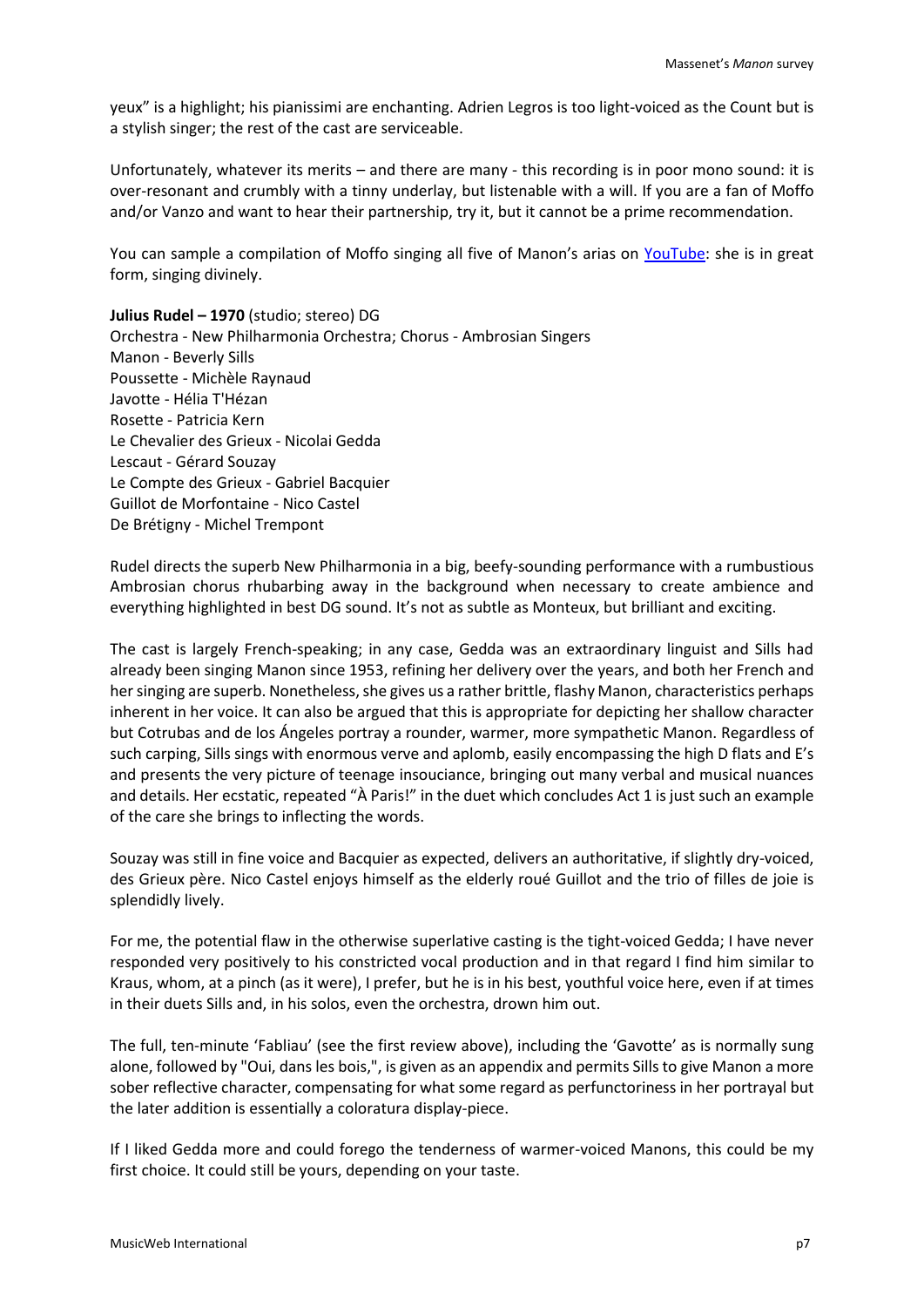yeux" is a highlight; his pianissimi are enchanting. Adrien Legros is too light-voiced as the Count but is a stylish singer; the rest of the cast are serviceable.

Unfortunately, whatever its merits – and there are many - this recording is in poor mono sound: it is over-resonant and crumbly with a tinny underlay, but listenable with a will. If you are a fan of Moffo and/or Vanzo and want to hear their partnership, try it, but it cannot be a prime recommendation.

You can sample a compilation of Moffo singing all five of Manon's arias on YouTube: she is in great form, singing divinely.

**Julius Rudel – 1970** (studio; stereo) DG
Orchestra - New Philharmonia Orchestra; Chorus - Ambrosian Singers
Manon - Beverly Sills
Poussette - Michèle Raynaud
Javotte - Hélia T'Hézan
Rosette - Patricia Kern
Le Chevalier des Grieux - Nicolai Gedda
Lescaut - Gérard Souzay
Le Compte des Grieux - Gabriel Bacquier
Guillot de Morfontaine - Nico Castel
De Brétigny - Michel Trempont

Rudel directs the superb New Philharmonia in a big, beefy-sounding performance with a rumbustious Ambrosian chorus rhubarbing away in the background when necessary to create ambience and everything highlighted in best DG sound. It's not as subtle as Monteux, but brilliant and exciting.

The cast is largely French-speaking; in any case, Gedda was an extraordinary linguist and Sills had already been singing Manon since 1953, refining her delivery over the years, and both her French and her singing are superb. Nonetheless, she gives us a rather brittle, flashy Manon, characteristics perhaps inherent in her voice. It can also be argued that this is appropriate for depicting her shallow character but Cotrubas and de los Ángeles portray a rounder, warmer, more sympathetic Manon. Regardless of such carping, Sills sings with enormous verve and aplomb, easily encompassing the high D flats and E's and presents the very picture of teenage insouciance, bringing out many verbal and musical nuances and details. Her ecstatic, repeated "À Paris!" in the duet which concludes Act 1 is just such an example of the care she brings to inflecting the words.

Souzay was still in fine voice and Bacquier as expected, delivers an authoritative, if slightly dry-voiced, des Grieux père. Nico Castel enjoys himself as the elderly roué Guillot and the trio of filles de joie is splendidly lively.

For me, the potential flaw in the otherwise superlative casting is the tight-voiced Gedda; I have never responded very positively to his constricted vocal production and in that regard I find him similar to Kraus, whom, at a pinch (as it were), I prefer, but he is in his best, youthful voice here, even if at times in their duets Sills and, in his solos, even the orchestra, drown him out.

The full, ten-minute 'Fabliau' (see the first review above), including the 'Gavotte' as is normally sung alone, followed by "Oui, dans les bois,", is given as an appendix and permits Sills to give Manon a more sober reflective character, compensating for what some regard as perfunctoriness in her portrayal but the later addition is essentially a coloratura display-piece.

If I liked Gedda more and could forego the tenderness of warmer-voiced Manons, this could be my first choice. It could still be yours, depending on your taste.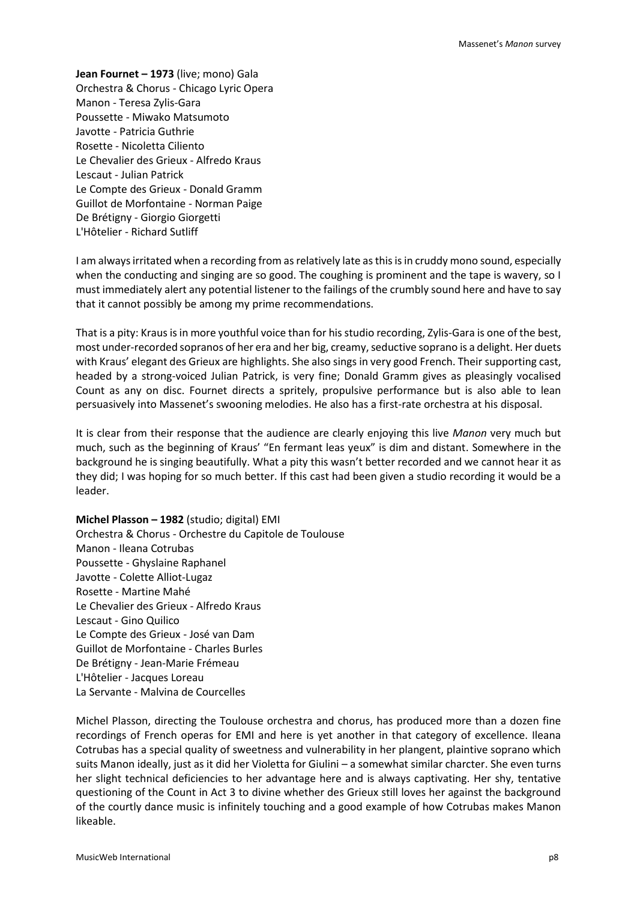**Jean Fournet – 1973** (live; mono) Gala
Orchestra & Chorus - Chicago Lyric Opera
Manon - Teresa Zylis-Gara
Poussette - Miwako Matsumoto
Javotte - Patricia Guthrie
Rosette - Nicoletta Ciliento
Le Chevalier des Grieux - Alfredo Kraus
Lescaut - Julian Patrick
Le Compte des Grieux - Donald Gramm
Guillot de Morfontaine - Norman Paige
De Brétigny - Giorgio Giorgetti
L'Hôtelier - Richard Sutliff

I am always irritated when a recording from as relatively late as this is in cruddy mono sound, especially when the conducting and singing are so good. The coughing is prominent and the tape is wavery, so I must immediately alert any potential listener to the failings of the crumbly sound here and have to say that it cannot possibly be among my prime recommendations.

That is a pity: Kraus is in more youthful voice than for his studio recording, Zylis-Gara is one of the best, most under-recorded sopranos of her era and her big, creamy, seductive soprano is a delight. Her duets with Kraus' elegant des Grieux are highlights. She also sings in very good French. Their supporting cast, headed by a strong-voiced Julian Patrick, is very fine; Donald Gramm gives as pleasingly vocalised Count as any on disc. Fournet directs a spritely, propulsive performance but is also able to lean persuasively into Massenet's swooning melodies. He also has a first-rate orchestra at his disposal.

It is clear from their response that the audience are clearly enjoying this live *Manon* very much but much, such as the beginning of Kraus' "En fermant leas yeux" is dim and distant. Somewhere in the background he is singing beautifully. What a pity this wasn't better recorded and we cannot hear it as they did; I was hoping for so much better. If this cast had been given a studio recording it would be a leader.

**Michel Plasson – 1982** (studio; digital) EMI
Orchestra & Chorus - Orchestre du Capitole de Toulouse
Manon - Ileana Cotrubas
Poussette - Ghyslaine Raphanel
Javotte - Colette Alliot-Lugaz
Rosette - Martine Mahé
Le Chevalier des Grieux - Alfredo Kraus
Lescaut - Gino Quilico
Le Compte des Grieux - José van Dam
Guillot de Morfontaine - Charles Burles
De Brétigny - Jean-Marie Frémeau
L'Hôtelier - Jacques Loreau
La Servante - Malvina de Courcelles

Michel Plasson, directing the Toulouse orchestra and chorus, has produced more than a dozen fine recordings of French operas for EMI and here is yet another in that category of excellence. Ileana Cotrubas has a special quality of sweetness and vulnerability in her plangent, plaintive soprano which suits Manon ideally, just as it did her Violetta for Giulini – a somewhat similar charcter. She even turns her slight technical deficiencies to her advantage here and is always captivating. Her shy, tentative questioning of the Count in Act 3 to divine whether des Grieux still loves her against the background of the courtly dance music is infinitely touching and a good example of how Cotrubas makes Manon likeable.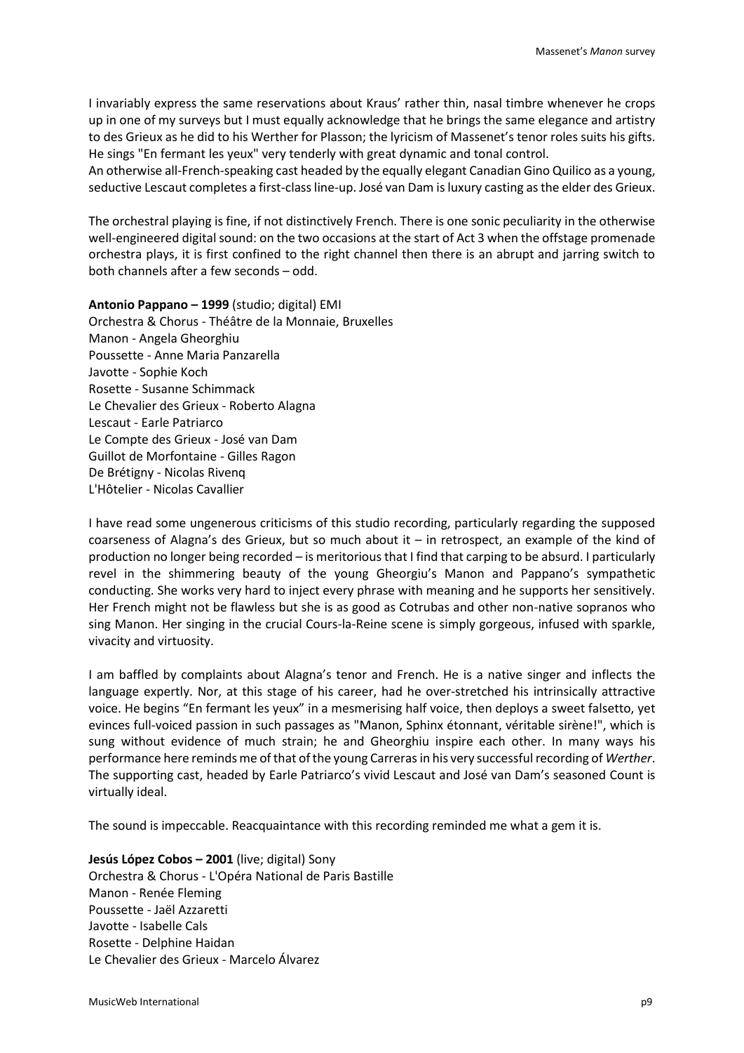I invariably express the same reservations about Kraus' rather thin, nasal timbre whenever he crops up in one of my surveys but I must equally acknowledge that he brings the same elegance and artistry to des Grieux as he did to his Werther for Plasson; the lyricism of Massenet's tenor roles suits his gifts. He sings "En fermant les yeux" very tenderly with great dynamic and tonal control.
An otherwise all-French-speaking cast headed by the equally elegant Canadian Gino Quilico as a young, seductive Lescaut completes a first-class line-up. José van Dam is luxury casting as the elder des Grieux.

The orchestral playing is fine, if not distinctively French. There is one sonic peculiarity in the otherwise well-engineered digital sound: on the two occasions at the start of Act 3 when the offstage promenade orchestra plays, it is first confined to the right channel then there is an abrupt and jarring switch to both channels after a few seconds – odd.

**Antonio Pappano – 1999** (studio; digital) EMI
Orchestra & Chorus - Théâtre de la Monnaie, Bruxelles
Manon - Angela Gheorghiu
Poussette - Anne Maria Panzarella
Javotte - Sophie Koch
Rosette - Susanne Schimmack
Le Chevalier des Grieux - Roberto Alagna
Lescaut - Earle Patriarco
Le Compte des Grieux - José van Dam
Guillot de Morfontaine - Gilles Ragon
De Brétigny - Nicolas Rivenq
L'Hôtelier - Nicolas Cavallier

I have read some ungenerous criticisms of this studio recording, particularly regarding the supposed coarseness of Alagna's des Grieux, but so much about it – in retrospect, an example of the kind of production no longer being recorded – is meritorious that I find that carping to be absurd. I particularly revel in the shimmering beauty of the young Gheorgiu's Manon and Pappano's sympathetic conducting. She works very hard to inject every phrase with meaning and he supports her sensitively. Her French might not be flawless but she is as good as Cotrubas and other non-native sopranos who sing Manon. Her singing in the crucial Cours-la-Reine scene is simply gorgeous, infused with sparkle, vivacity and virtuosity.

I am baffled by complaints about Alagna's tenor and French. He is a native singer and inflects the language expertly. Nor, at this stage of his career, had he over-stretched his intrinsically attractive voice. He begins "En fermant les yeux" in a mesmerising half voice, then deploys a sweet falsetto, yet evinces full-voiced passion in such passages as "Manon, Sphinx étonnant, véritable sirène!", which is sung without evidence of much strain; he and Gheorghiu inspire each other. In many ways his performance here reminds me of that of the young Carreras in his very successful recording of *Werther*. The supporting cast, headed by Earle Patriarco's vivid Lescaut and José van Dam's seasoned Count is virtually ideal.

The sound is impeccable. Reacquaintance with this recording reminded me what a gem it is.

**Jesús López Cobos – 2001** (live; digital) Sony
Orchestra & Chorus - L'Opéra National de Paris Bastille
Manon - Renée Fleming
Poussette - Jaël Azzaretti
Javotte - Isabelle Cals
Rosette - Delphine Haidan
Le Chevalier des Grieux - Marcelo Álvarez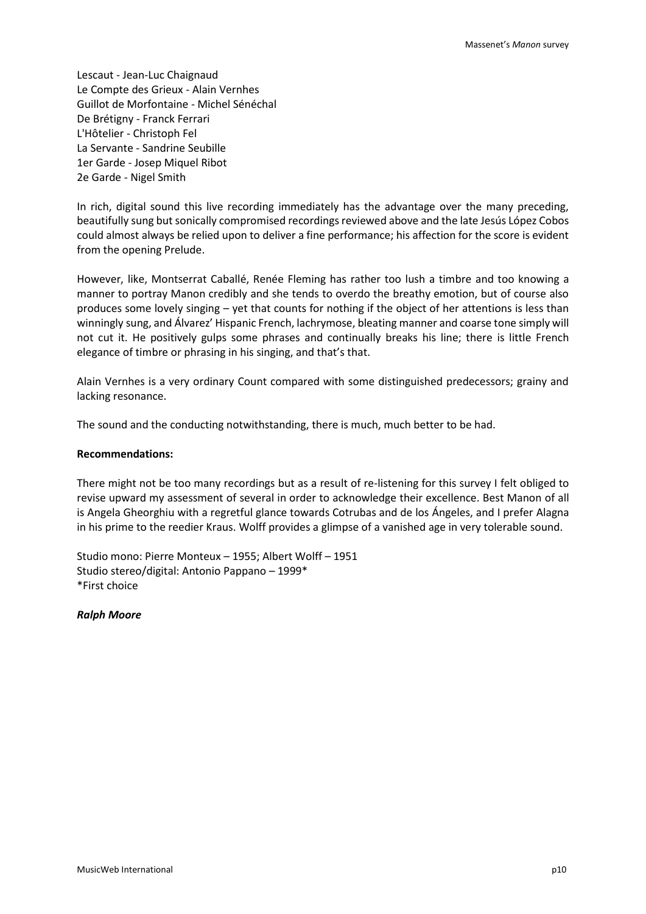Lescaut - Jean-Luc Chaignaud
Le Compte des Grieux - Alain Vernhes
Guillot de Morfontaine - Michel Sénéchal
De Brétigny - Franck Ferrari
L'Hôtelier - Christoph Fel
La Servante - Sandrine Seubille
1er Garde - Josep Miquel Ribot
2e Garde - Nigel Smith

In rich, digital sound this live recording immediately has the advantage over the many preceding, beautifully sung but sonically compromised recordings reviewed above and the late Jesús López Cobos could almost always be relied upon to deliver a fine performance; his affection for the score is evident from the opening Prelude.

However, like, Montserrat Caballé, Renée Fleming has rather too lush a timbre and too knowing a manner to portray Manon credibly and she tends to overdo the breathy emotion, but of course also produces some lovely singing – yet that counts for nothing if the object of her attentions is less than winningly sung, and Álvarez' Hispanic French, lachrymose, bleating manner and coarse tone simply will not cut it. He positively gulps some phrases and continually breaks his line; there is little French elegance of timbre or phrasing in his singing, and that's that.

Alain Vernhes is a very ordinary Count compared with some distinguished predecessors; grainy and lacking resonance.

The sound and the conducting notwithstanding, there is much, much better to be had.

**Recommendations:**

There might not be too many recordings but as a result of re-listening for this survey I felt obliged to revise upward my assessment of several in order to acknowledge their excellence. Best Manon of all is Angela Gheorghiu with a regretful glance towards Cotrubas and de los Ángeles, and I prefer Alagna in his prime to the reedier Kraus. Wolff provides a glimpse of a vanished age in very tolerable sound.

Studio mono: Pierre Monteux – 1955; Albert Wolff – 1951
Studio stereo/digital: Antonio Pappano – 1999*
*First choice

***Ralph Moore***